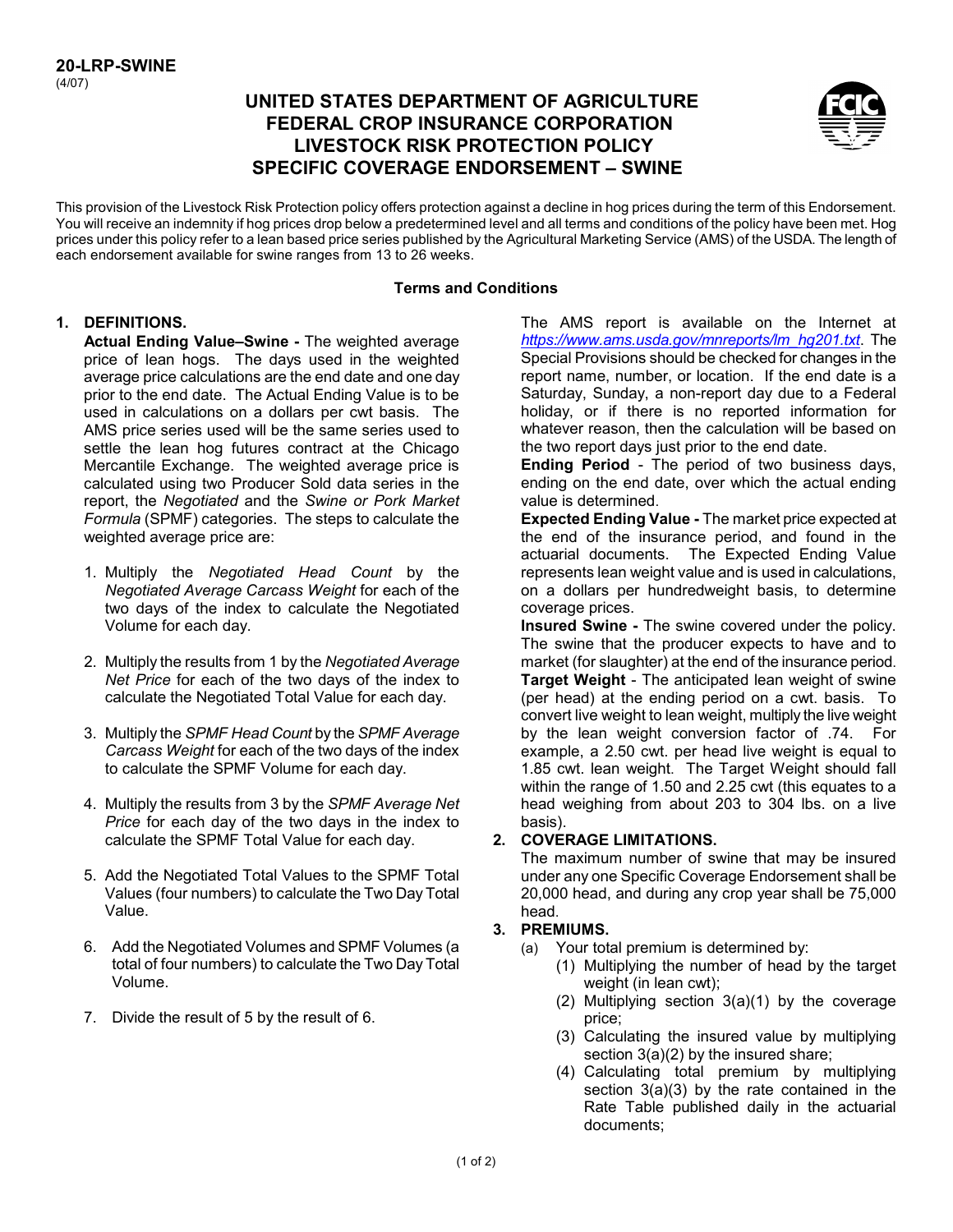**20-LRP-SWINE**
(4/07)

# UNITED STATES DEPARTMENT OF AGRICULTURE
# FEDERAL CROP INSURANCE CORPORATION
# LIVESTOCK RISK PROTECTION POLICY
# SPECIFIC COVERAGE ENDORSEMENT – SWINE

This provision of the Livestock Risk Protection policy offers protection against a decline in hog prices during the term of this Endorsement. You will receive an indemnity if hog prices drop below a predetermined level and all terms and conditions of the policy have been met. Hog prices under this policy refer to a lean based price series published by the Agricultural Marketing Service (AMS) of the USDA. The length of each endorsement available for swine ranges from 13 to 26 weeks.

## Terms and Conditions

**1. DEFINITIONS.**

**Actual Ending Value–Swine -** The weighted average price of lean hogs. The days used in the weighted average price calculations are the end date and one day prior to the end date. The Actual Ending Value is to be used in calculations on a dollars per cwt basis. The AMS price series used will be the same series used to settle the lean hog futures contract at the Chicago Mercantile Exchange. The weighted average price is calculated using two Producer Sold data series in the report, the *Negotiated* and the *Swine or Pork Market Formula* (SPMF) categories. The steps to calculate the weighted average price are:

1. Multiply the *Negotiated Head Count* by the *Negotiated Average Carcass Weight* for each of the two days of the index to calculate the Negotiated Volume for each day.

2. Multiply the results from 1 by the *Negotiated Average Net Price* for each of the two days of the index to calculate the Negotiated Total Value for each day.

3. Multiply the *SPMF Head Count* by the *SPMF Average Carcass Weight* for each of the two days of the index to calculate the SPMF Volume for each day.

4. Multiply the results from 3 by the *SPMF Average Net Price* for each day of the two days in the index to calculate the SPMF Total Value for each day.

5. Add the Negotiated Total Values to the SPMF Total Values (four numbers) to calculate the Two Day Total Value.

6. Add the Negotiated Volumes and SPMF Volumes (a total of four numbers) to calculate the Two Day Total Volume.

7. Divide the result of 5 by the result of 6.

The AMS report is available on the Internet at *https://www.ams.usda.gov/mnreports/lm_hg201.txt*. The Special Provisions should be checked for changes in the report name, number, or location. If the end date is a Saturday, Sunday, a non-report day due to a Federal holiday, or if there is no reported information for whatever reason, then the calculation will be based on the two report days just prior to the end date.

**Ending Period** - The period of two business days, ending on the end date, over which the actual ending value is determined.

**Expected Ending Value -** The market price expected at the end of the insurance period, and found in the actuarial documents. The Expected Ending Value represents lean weight value and is used in calculations, on a dollars per hundredweight basis, to determine coverage prices.

**Insured Swine -** The swine covered under the policy. The swine that the producer expects to have and to market (for slaughter) at the end of the insurance period.

**Target Weight** - The anticipated lean weight of swine (per head) at the ending period on a cwt. basis. To convert live weight to lean weight, multiply the live weight by the lean weight conversion factor of .74. For example, a 2.50 cwt. per head live weight is equal to 1.85 cwt. lean weight. The Target Weight should fall within the range of 1.50 and 2.25 cwt (this equates to a head weighing from about 203 to 304 lbs. on a live basis).

**2. COVERAGE LIMITATIONS.**

The maximum number of swine that may be insured under any one Specific Coverage Endorsement shall be 20,000 head, and during any crop year shall be 75,000 head.

**3. PREMIUMS.**

(a) Your total premium is determined by:

(1) Multiplying the number of head by the target weight (in lean cwt);

(2) Multiplying section 3(a)(1) by the coverage price;

(3) Calculating the insured value by multiplying section 3(a)(2) by the insured share;

(4) Calculating total premium by multiplying section 3(a)(3) by the rate contained in the Rate Table published daily in the actuarial documents;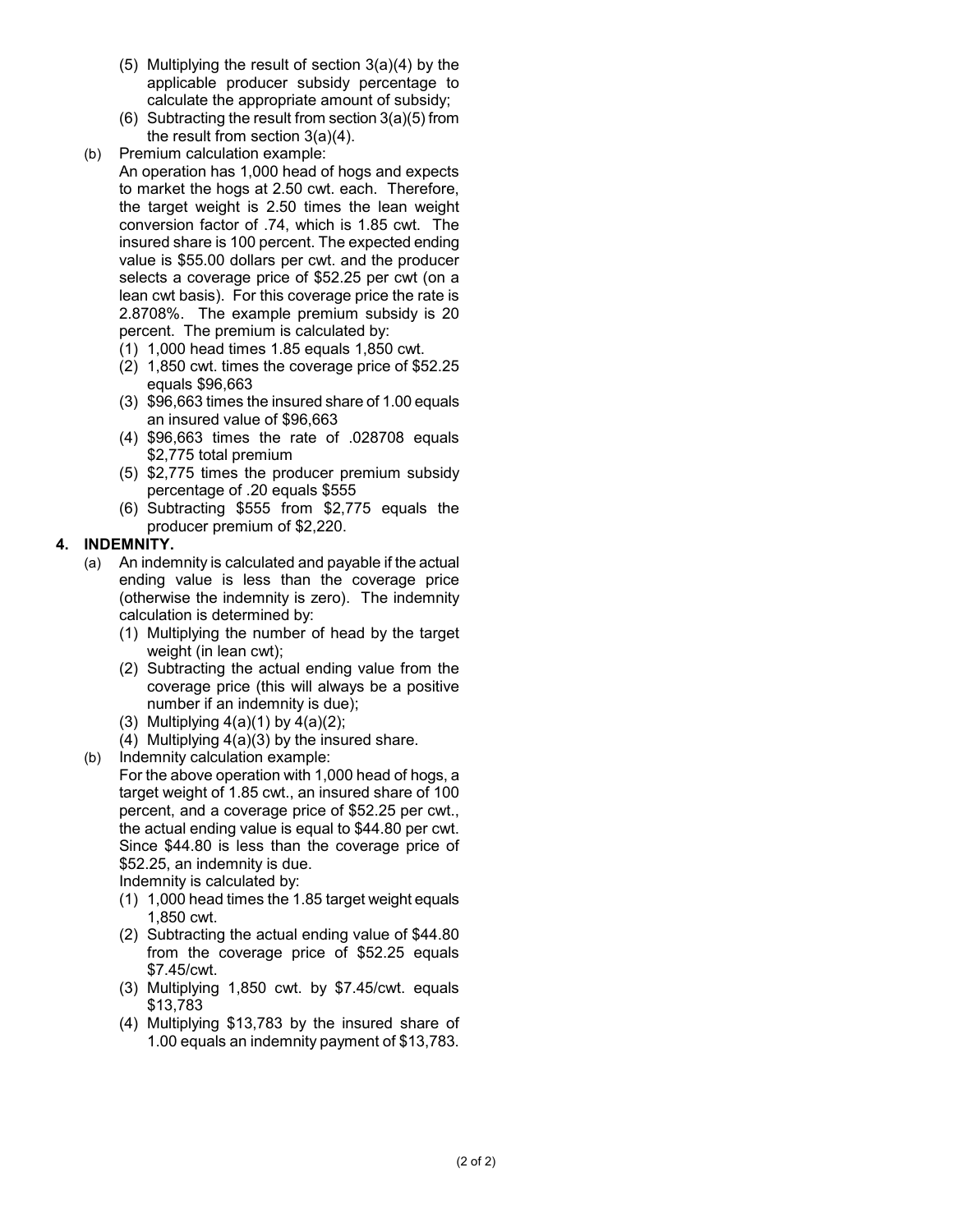(5) Multiplying the result of section 3(a)(4) by the applicable producer subsidy percentage to calculate the appropriate amount of subsidy;

(6) Subtracting the result from section 3(a)(5) from the result from section 3(a)(4).

(b) Premium calculation example:

An operation has 1,000 head of hogs and expects to market the hogs at 2.50 cwt. each. Therefore, the target weight is 2.50 times the lean weight conversion factor of .74, which is 1.85 cwt. The insured share is 100 percent. The expected ending value is $55.00 dollars per cwt. and the producer selects a coverage price of $52.25 per cwt (on a lean cwt basis). For this coverage price the rate is 2.8708%. The example premium subsidy is 20 percent. The premium is calculated by:

(1) 1,000 head times 1.85 equals 1,850 cwt.

(2) 1,850 cwt. times the coverage price of $52.25 equals $96,663

(3) $96,663 times the insured share of 1.00 equals an insured value of $96,663

(4) $96,663 times the rate of .028708 equals $2,775 total premium

(5) $2,775 times the producer premium subsidy percentage of .20 equals $555

(6) Subtracting $555 from $2,775 equals the producer premium of $2,220.

## 4. INDEMNITY.

(a) An indemnity is calculated and payable if the actual ending value is less than the coverage price (otherwise the indemnity is zero). The indemnity calculation is determined by:

(1) Multiplying the number of head by the target weight (in lean cwt);

(2) Subtracting the actual ending value from the coverage price (this will always be a positive number if an indemnity is due);

(3) Multiplying 4(a)(1) by 4(a)(2);

(4) Multiplying 4(a)(3) by the insured share.

(b) Indemnity calculation example:

For the above operation with 1,000 head of hogs, a target weight of 1.85 cwt., an insured share of 100 percent, and a coverage price of $52.25 per cwt., the actual ending value is equal to $44.80 per cwt. Since $44.80 is less than the coverage price of $52.25, an indemnity is due.

Indemnity is calculated by:

(1) 1,000 head times the 1.85 target weight equals 1,850 cwt.

(2) Subtracting the actual ending value of $44.80 from the coverage price of $52.25 equals $7.45/cwt.

(3) Multiplying 1,850 cwt. by $7.45/cwt. equals $13,783

(4) Multiplying $13,783 by the insured share of 1.00 equals an indemnity payment of $13,783.